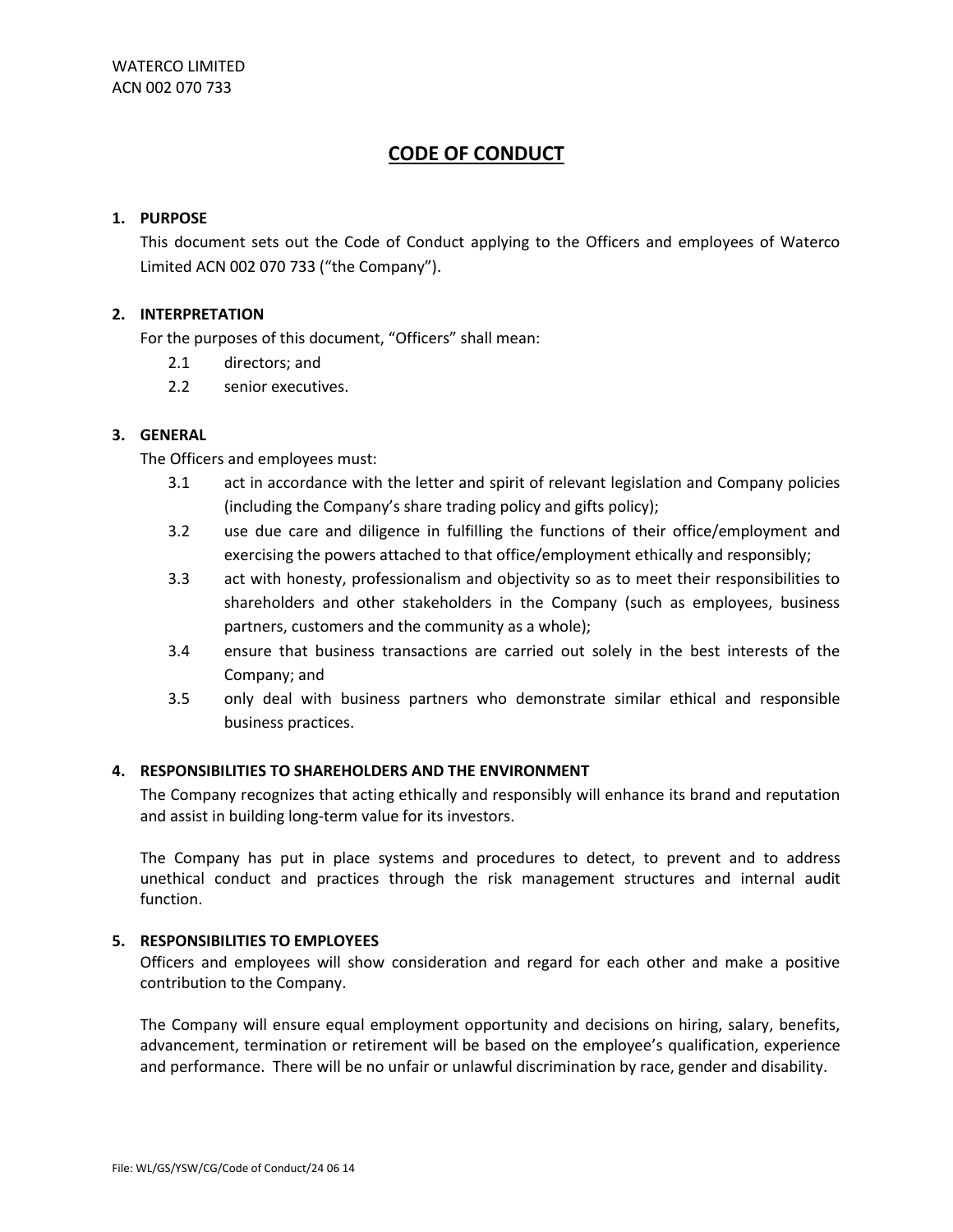WATERCO LIMITED
ACN 002 070 733

# CODE OF CONDUCT

## 1. PURPOSE

This document sets out the Code of Conduct applying to the Officers and employees of Waterco Limited ACN 002 070 733 ("the Company").

## 2. INTERPRETATION

For the purposes of this document, "Officers" shall mean:

2.1 directors; and

2.2 senior executives.

## 3. GENERAL

The Officers and employees must:

3.1 act in accordance with the letter and spirit of relevant legislation and Company policies (including the Company's share trading policy and gifts policy);

3.2 use due care and diligence in fulfilling the functions of their office/employment and exercising the powers attached to that office/employment ethically and responsibly;

3.3 act with honesty, professionalism and objectivity so as to meet their responsibilities to shareholders and other stakeholders in the Company (such as employees, business partners, customers and the community as a whole);

3.4 ensure that business transactions are carried out solely in the best interests of the Company; and

3.5 only deal with business partners who demonstrate similar ethical and responsible business practices.

## 4. RESPONSIBILITIES TO SHAREHOLDERS AND THE ENVIRONMENT

The Company recognizes that acting ethically and responsibly will enhance its brand and reputation and assist in building long-term value for its investors.

The Company has put in place systems and procedures to detect, to prevent and to address unethical conduct and practices through the risk management structures and internal audit function.

## 5. RESPONSIBILITIES TO EMPLOYEES

Officers and employees will show consideration and regard for each other and make a positive contribution to the Company.

The Company will ensure equal employment opportunity and decisions on hiring, salary, benefits, advancement, termination or retirement will be based on the employee's qualification, experience and performance. There will be no unfair or unlawful discrimination by race, gender and disability.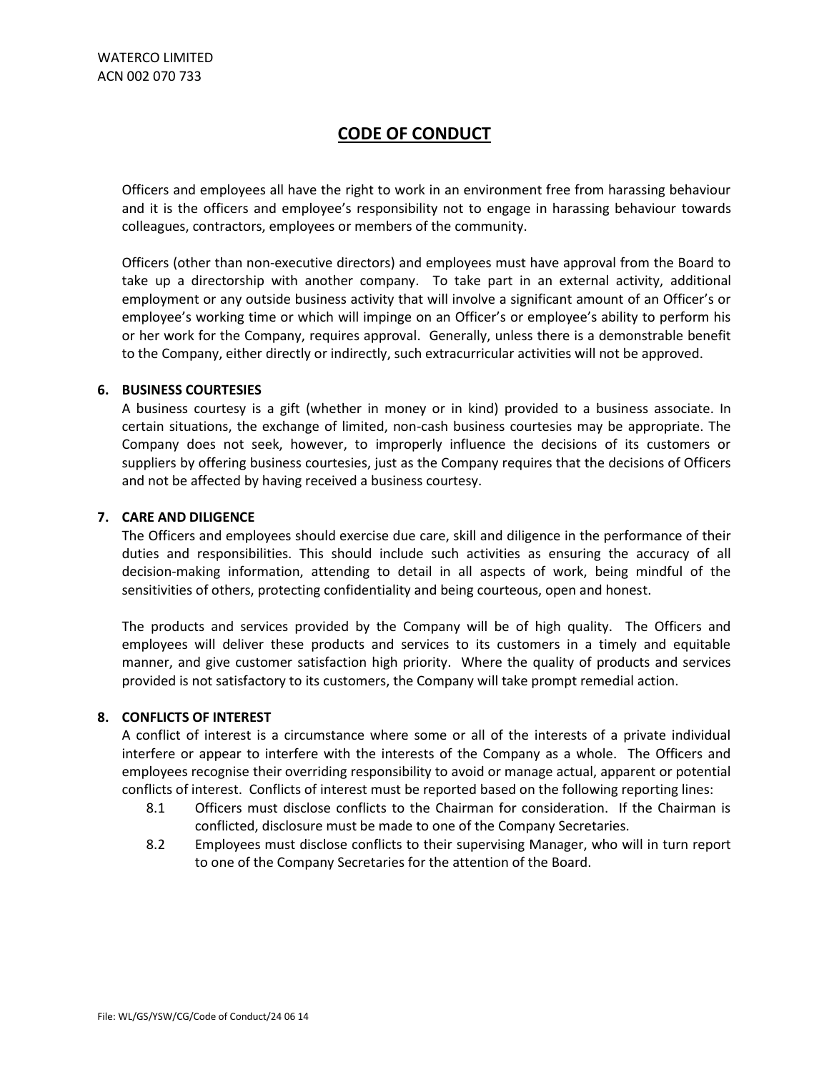WATERCO LIMITED
ACN 002 070 733

# CODE OF CONDUCT

Officers and employees all have the right to work in an environment free from harassing behaviour and it is the officers and employee's responsibility not to engage in harassing behaviour towards colleagues, contractors, employees or members of the community.

Officers (other than non-executive directors) and employees must have approval from the Board to take up a directorship with another company. To take part in an external activity, additional employment or any outside business activity that will involve a significant amount of an Officer's or employee's working time or which will impinge on an Officer's or employee's ability to perform his or her work for the Company, requires approval. Generally, unless there is a demonstrable benefit to the Company, either directly or indirectly, such extracurricular activities will not be approved.

## 6. BUSINESS COURTESIES

A business courtesy is a gift (whether in money or in kind) provided to a business associate. In certain situations, the exchange of limited, non-cash business courtesies may be appropriate. The Company does not seek, however, to improperly influence the decisions of its customers or suppliers by offering business courtesies, just as the Company requires that the decisions of Officers and not be affected by having received a business courtesy.

## 7. CARE AND DILIGENCE

The Officers and employees should exercise due care, skill and diligence in the performance of their duties and responsibilities. This should include such activities as ensuring the accuracy of all decision-making information, attending to detail in all aspects of work, being mindful of the sensitivities of others, protecting confidentiality and being courteous, open and honest.

The products and services provided by the Company will be of high quality. The Officers and employees will deliver these products and services to its customers in a timely and equitable manner, and give customer satisfaction high priority. Where the quality of products and services provided is not satisfactory to its customers, the Company will take prompt remedial action.

## 8. CONFLICTS OF INTEREST

A conflict of interest is a circumstance where some or all of the interests of a private individual interfere or appear to interfere with the interests of the Company as a whole. The Officers and employees recognise their overriding responsibility to avoid or manage actual, apparent or potential conflicts of interest. Conflicts of interest must be reported based on the following reporting lines:

8.1 Officers must disclose conflicts to the Chairman for consideration. If the Chairman is conflicted, disclosure must be made to one of the Company Secretaries.

8.2 Employees must disclose conflicts to their supervising Manager, who will in turn report to one of the Company Secretaries for the attention of the Board.

File: WL/GS/YSW/CG/Code of Conduct/24 06 14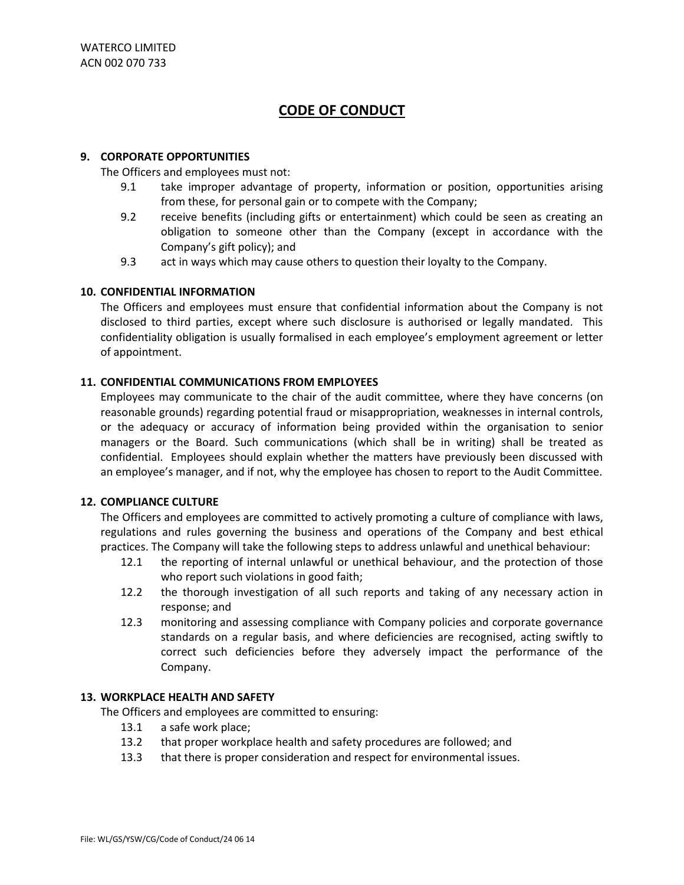# CODE OF CONDUCT

### 9. CORPORATE OPPORTUNITIES

The Officers and employees must not:

9.1 take improper advantage of property, information or position, opportunities arising from these, for personal gain or to compete with the Company;

9.2 receive benefits (including gifts or entertainment) which could be seen as creating an obligation to someone other than the Company (except in accordance with the Company's gift policy); and

9.3 act in ways which may cause others to question their loyalty to the Company.

### 10. CONFIDENTIAL INFORMATION

The Officers and employees must ensure that confidential information about the Company is not disclosed to third parties, except where such disclosure is authorised or legally mandated. This confidentiality obligation is usually formalised in each employee's employment agreement or letter of appointment.

### 11. CONFIDENTIAL COMMUNICATIONS FROM EMPLOYEES

Employees may communicate to the chair of the audit committee, where they have concerns (on reasonable grounds) regarding potential fraud or misappropriation, weaknesses in internal controls, or the adequacy or accuracy of information being provided within the organisation to senior managers or the Board. Such communications (which shall be in writing) shall be treated as confidential. Employees should explain whether the matters have previously been discussed with an employee's manager, and if not, why the employee has chosen to report to the Audit Committee.

### 12. COMPLIANCE CULTURE

The Officers and employees are committed to actively promoting a culture of compliance with laws, regulations and rules governing the business and operations of the Company and best ethical practices. The Company will take the following steps to address unlawful and unethical behaviour:

12.1 the reporting of internal unlawful or unethical behaviour, and the protection of those who report such violations in good faith;

12.2 the thorough investigation of all such reports and taking of any necessary action in response; and

12.3 monitoring and assessing compliance with Company policies and corporate governance standards on a regular basis, and where deficiencies are recognised, acting swiftly to correct such deficiencies before they adversely impact the performance of the Company.

### 13. WORKPLACE HEALTH AND SAFETY

The Officers and employees are committed to ensuring:

13.1 a safe work place;

13.2 that proper workplace health and safety procedures are followed; and

13.3 that there is proper consideration and respect for environmental issues.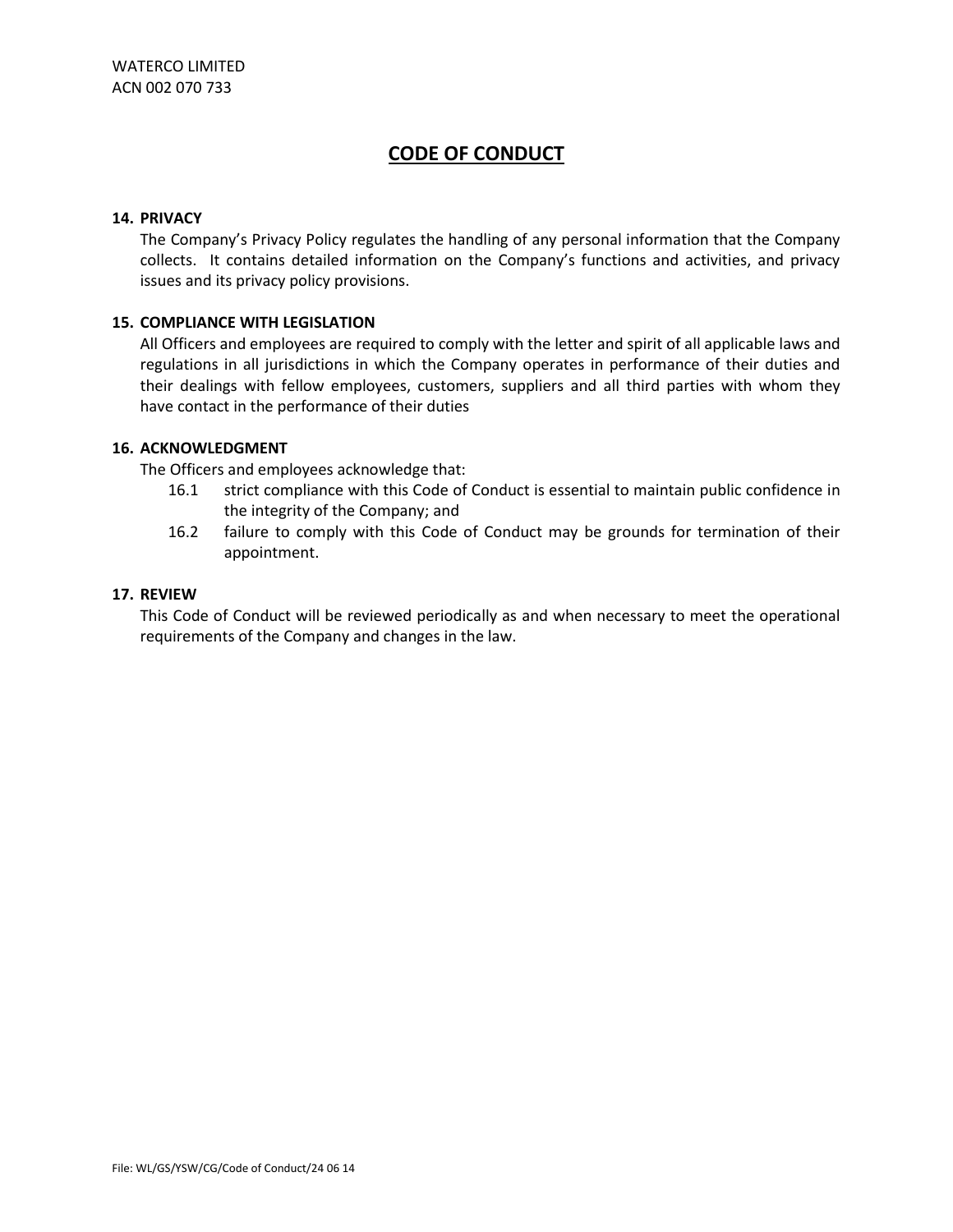## 14. PRIVACY

The Company's Privacy Policy regulates the handling of any personal information that the Company collects. It contains detailed information on the Company's functions and activities, and privacy issues and its privacy policy provisions.

## 15. COMPLIANCE WITH LEGISLATION

All Officers and employees are required to comply with the letter and spirit of all applicable laws and regulations in all jurisdictions in which the Company operates in performance of their duties and their dealings with fellow employees, customers, suppliers and all third parties with whom they have contact in the performance of their duties

## 16. ACKNOWLEDGMENT

The Officers and employees acknowledge that:

16.1 strict compliance with this Code of Conduct is essential to maintain public confidence in the integrity of the Company; and

16.2 failure to comply with this Code of Conduct may be grounds for termination of their appointment.

## 17. REVIEW

This Code of Conduct will be reviewed periodically as and when necessary to meet the operational requirements of the Company and changes in the law.